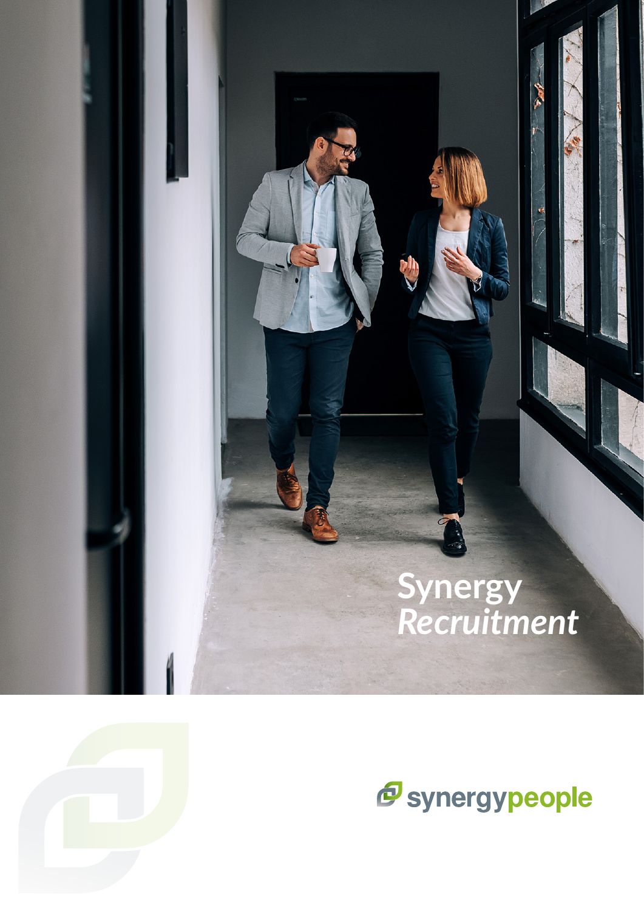# Synergy *Recruitment*

synergypeople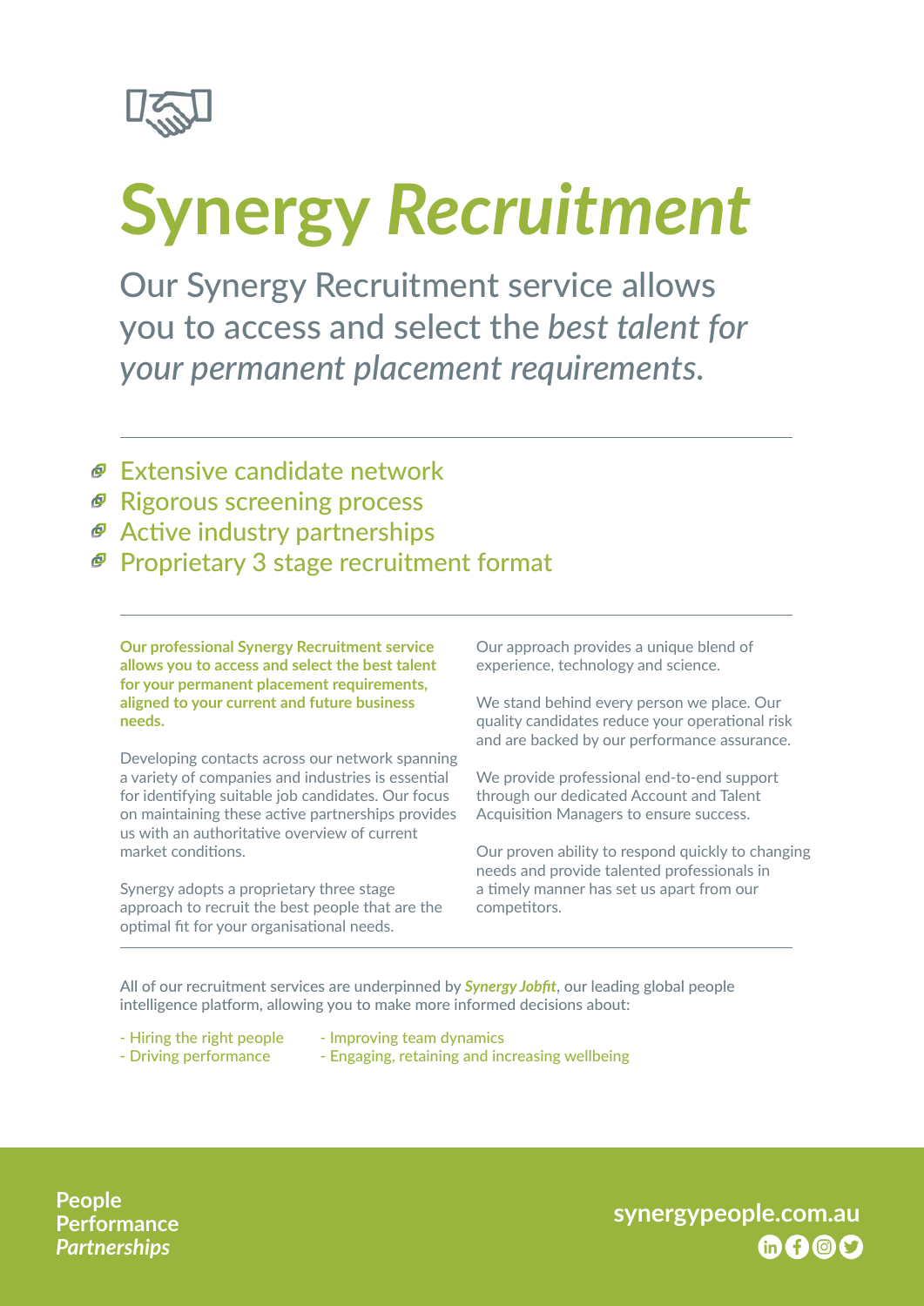# Synergy *Recruitment*

## Our Synergy Recruitment service allows you to access and select the *best talent for your permanent placement requirements.*

- Extensive candidate network
- Rigorous screening process
- Active industry partnerships
- Proprietary 3 stage recruitment format

**Our professional Synergy Recruitment service allows you to access and select the best talent for your permanent placement requirements, aligned to your current and future business needs.**

Developing contacts across our network spanning a variety of companies and industries is essential for identifying suitable job candidates. Our focus on maintaining these active partnerships provides us with an authoritative overview of current market conditions.

Synergy adopts a proprietary three stage approach to recruit the best people that are the optimal fit for your organisational needs.

Our approach provides a unique blend of experience, technology and science.

We stand behind every person we place. Our quality candidates reduce your operational risk and are backed by our performance assurance.

We provide professional end-to-end support through our dedicated Account and Talent Acquisition Managers to ensure success.

Our proven ability to respond quickly to changing needs and provide talented professionals in a timely manner has set us apart from our competitors.

All of our recruitment services are underpinned by ***Synergy Jobfit***, our leading global people intelligence platform, allowing you to make more informed decisions about:

- Hiring the right people
- Driving performance
- Improving team dynamics
- Engaging, retaining and increasing wellbeing

People
Performance
*Partnerships*

synergypeople.com.au